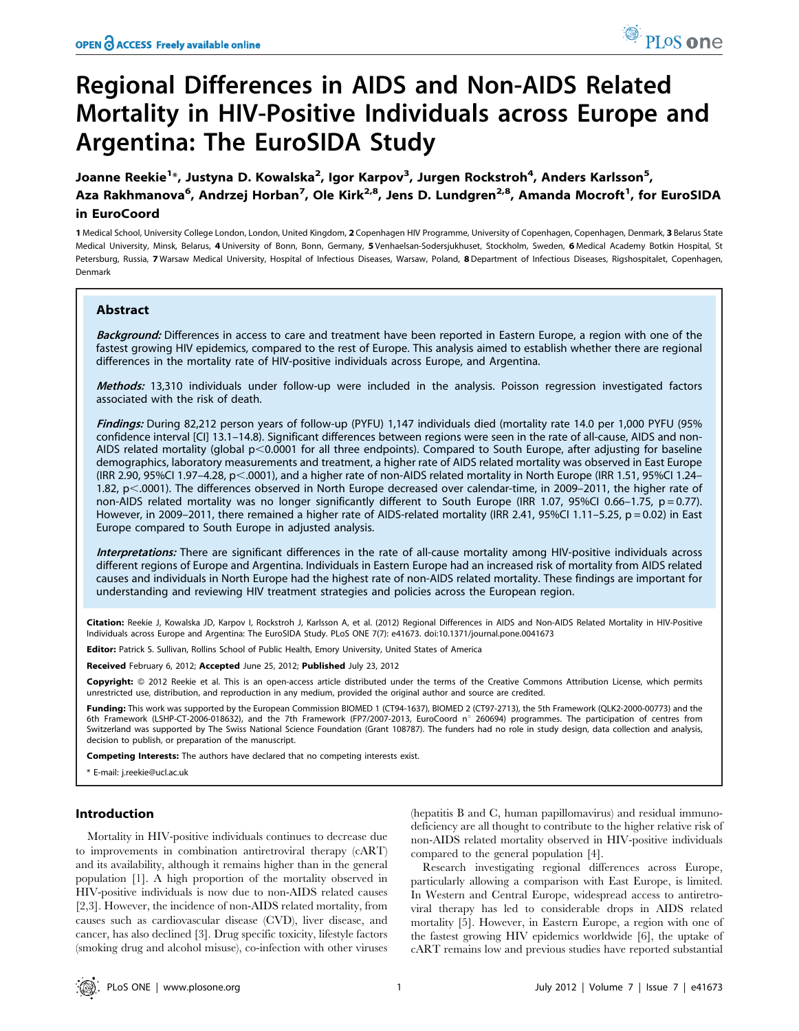# Regional Differences in AIDS and Non-AIDS Related Mortality in HIV-Positive Individuals across Europe and Argentina: The EuroSIDA Study

**Joanne Reekie[1]\*, Justyna D. Kowalska[2], Igor Karpov[3], Jurgen Rockstroh[4], Anders Karlsson[5], Aza Rakhmanova[6], Andrzej Horban[7], Ole Kirk[2,8], Jens D. Lundgren[2,8], Amanda Mocroft[1], for EuroSIDA in EuroCoord**

1 Medical School, University College London, London, United Kingdom, 2 Copenhagen HIV Programme, University of Copenhagen, Copenhagen, Denmark, 3 Belarus State Medical University, Minsk, Belarus, 4 University of Bonn, Bonn, Germany, 5 Venhaelsan-Sodersjukhuset, Stockholm, Sweden, 6 Medical Academy Botkin Hospital, St Petersburg, Russia, 7 Warsaw Medical University, Hospital of Infectious Diseases, Warsaw, Poland, 8 Department of Infectious Diseases, Rigshospitalet, Copenhagen, Denmark

## Abstract

***Background:*** Differences in access to care and treatment have been reported in Eastern Europe, a region with one of the fastest growing HIV epidemics, compared to the rest of Europe. This analysis aimed to establish whether there are regional differences in the mortality rate of HIV-positive individuals across Europe, and Argentina.

***Methods:*** 13,310 individuals under follow-up were included in the analysis. Poisson regression investigated factors associated with the risk of death.

***Findings:*** During 82,212 person years of follow-up (PYFU) 1,147 individuals died (mortality rate 14.0 per 1,000 PYFU (95% confidence interval [CI] 13.1–14.8). Significant differences between regions were seen in the rate of all-cause, AIDS and non-AIDS related mortality (global $p<0.0001$ for all three endpoints). Compared to South Europe, after adjusting for baseline demographics, laboratory measurements and treatment, a higher rate of AIDS related mortality was observed in East Europe (IRR 2.90, 95%CI 1.97–4.28, $p<.0001$), and a higher rate of non-AIDS related mortality in North Europe (IRR 1.51, 95%CI 1.24–1.82, $p<.0001$). The differences observed in North Europe decreased over calendar-time, in 2009–2011, the higher rate of non-AIDS related mortality was no longer significantly different to South Europe (IRR 1.07, 95%CI 0.66–1.75, $p=0.77$). However, in 2009–2011, there remained a higher rate of AIDS-related mortality (IRR 2.41, 95%CI 1.11–5.25, $p=0.02$) in East Europe compared to South Europe in adjusted analysis.

***Interpretations:*** There are significant differences in the rate of all-cause mortality among HIV-positive individuals across different regions of Europe and Argentina. Individuals in Eastern Europe had an increased risk of mortality from AIDS related causes and individuals in North Europe had the highest rate of non-AIDS related mortality. These findings are important for understanding and reviewing HIV treatment strategies and policies across the European region.

**Citation:** Reekie J, Kowalska JD, Karpov I, Rockstroh J, Karlsson A, et al. (2012) Regional Differences in AIDS and Non-AIDS Related Mortality in HIV-Positive Individuals across Europe and Argentina: The EuroSIDA Study. PLoS ONE 7(7): e41673. doi:10.1371/journal.pone.0041673

**Editor:** Patrick S. Sullivan, Rollins School of Public Health, Emory University, United States of America

**Received** February 6, 2012; **Accepted** June 25, 2012; **Published** July 23, 2012

**Copyright:** © 2012 Reekie et al. This is an open-access article distributed under the terms of the Creative Commons Attribution License, which permits unrestricted use, distribution, and reproduction in any medium, provided the original author and source are credited.

**Funding:** This work was supported by the European Commission BIOMED 1 (CT94-1637), BIOMED 2 (CT97-2713), the 5th Framework (QLK2-2000-00773) and the 6th Framework (LSHP-CT-2006-018632), and the 7th Framework (FP7/2007-2013, EuroCoord n° 260694) programmes. The participation of centres from Switzerland was supported by The Swiss National Science Foundation (Grant 108787). The funders had no role in study design, data collection and analysis, decision to publish, or preparation of the manuscript.

**Competing Interests:** The authors have declared that no competing interests exist.

\* E-mail: j.reekie@ucl.ac.uk

## Introduction

Mortality in HIV-positive individuals continues to decrease due to improvements in combination antiretroviral therapy (cART) and its availability, although it remains higher than in the general population [1]. A high proportion of the mortality observed in HIV-positive individuals is now due to non-AIDS related causes [2,3]. However, the incidence of non-AIDS related mortality, from causes such as cardiovascular disease (CVD), liver disease, and cancer, has also declined [3]. Drug specific toxicity, lifestyle factors (smoking drug and alcohol misuse), co-infection with other viruses (hepatitis B and C, human papillomavirus) and residual immunodeficiency are all thought to contribute to the higher relative risk of non-AIDS related mortality observed in HIV-positive individuals compared to the general population [4].

Research investigating regional differences across Europe, particularly allowing a comparison with East Europe, is limited. In Western and Central Europe, widespread access to antiretroviral therapy has led to considerable drops in AIDS related mortality [5]. However, in Eastern Europe, a region with one of the fastest growing HIV epidemics worldwide [6], the uptake of cART remains low and previous studies have reported substantial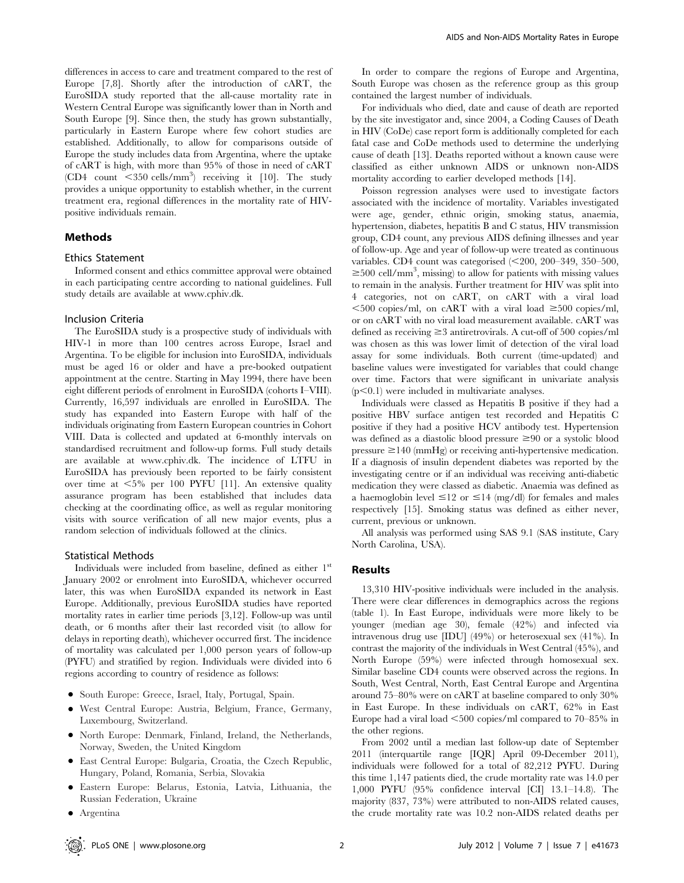differences in access to care and treatment compared to the rest of Europe [7,8]. Shortly after the introduction of cART, the EuroSIDA study reported that the all-cause mortality rate in Western Central Europe was significantly lower than in North and South Europe [9]. Since then, the study has grown substantially, particularly in Eastern Europe where few cohort studies are established. Additionally, to allow for comparisons outside of Europe the study includes data from Argentina, where the uptake of cART is high, with more than 95% of those in need of cART (CD4 count $<350$ cells/mm$^3$) receiving it [10]. The study provides a unique opportunity to establish whether, in the current treatment era, regional differences in the mortality rate of HIV-positive individuals remain.

## Methods

### Ethics Statement

Informed consent and ethics committee approval were obtained in each participating centre according to national guidelines. Full study details are available at www.cphiv.dk.

### Inclusion Criteria

The EuroSIDA study is a prospective study of individuals with HIV-1 in more than 100 centres across Europe, Israel and Argentina. To be eligible for inclusion into EuroSIDA, individuals must be aged 16 or older and have a pre-booked outpatient appointment at the centre. Starting in May 1994, there have been eight different periods of enrolment in EuroSIDA (cohorts I–VIII). Currently, 16,597 individuals are enrolled in EuroSIDA. The study has expanded into Eastern Europe with half of the individuals originating from Eastern European countries in Cohort VIII. Data is collected and updated at 6-monthly intervals on standardised recruitment and follow-up forms. Full study details are available at www.cphiv.dk. The incidence of LTFU in EuroSIDA has previously been reported to be fairly consistent over time at $<5\%$ per 100 PYFU [11]. An extensive quality assurance program has been established that includes data checking at the coordinating office, as well as regular monitoring visits with source verification of all new major events, plus a random selection of individuals followed at the clinics.

### Statistical Methods

Individuals were included from baseline, defined as either 1st January 2002 or enrolment into EuroSIDA, whichever occurred later, this was when EuroSIDA expanded its network in East Europe. Additionally, previous EuroSIDA studies have reported mortality rates in earlier time periods [3,12]. Follow-up was until death, or 6 months after their last recorded visit (to allow for delays in reporting death), whichever occurred first. The incidence of mortality was calculated per 1,000 person years of follow-up (PYFU) and stratified by region. Individuals were divided into 6 regions according to country of residence as follows:

- South Europe: Greece, Israel, Italy, Portugal, Spain.
- West Central Europe: Austria, Belgium, France, Germany, Luxembourg, Switzerland.
- North Europe: Denmark, Finland, Ireland, the Netherlands, Norway, Sweden, the United Kingdom
- East Central Europe: Bulgaria, Croatia, the Czech Republic, Hungary, Poland, Romania, Serbia, Slovakia
- Eastern Europe: Belarus, Estonia, Latvia, Lithuania, the Russian Federation, Ukraine
- Argentina

In order to compare the regions of Europe and Argentina, South Europe was chosen as the reference group as this group contained the largest number of individuals.

For individuals who died, date and cause of death are reported by the site investigator and, since 2004, a Coding Causes of Death in HIV (CoDe) case report form is additionally completed for each fatal case and CoDe methods used to determine the underlying cause of death [13]. Deaths reported without a known cause were classified as either unknown AIDS or unknown non-AIDS mortality according to earlier developed methods [14].

Poisson regression analyses were used to investigate factors associated with the incidence of mortality. Variables investigated were age, gender, ethnic origin, smoking status, anaemia, hypertension, diabetes, hepatitis B and C status, HIV transmission group, CD4 count, any previous AIDS defining illnesses and year of follow-up. Age and year of follow-up were treated as continuous variables. CD4 count was categorised ($<200$, 200–349, 350–500, $\geq 500$ cell/mm$^3$, missing) to allow for patients with missing values to remain in the analysis. Further treatment for HIV was split into 4 categories, not on cART, on cART with a viral load $<500$ copies/ml, on cART with a viral load $\geq 500$ copies/ml, or on cART with no viral load measurement available. cART was defined as receiving $\geq 3$ antiretrovirals. A cut-off of 500 copies/ml was chosen as this was lower limit of detection of the viral load assay for some individuals. Both current (time-updated) and baseline values were investigated for variables that could change over time. Factors that were significant in univariate analysis ($p<0.1$) were included in multivariate analyses.

Individuals were classed as Hepatitis B positive if they had a positive HBV surface antigen test recorded and Hepatitis C positive if they had a positive HCV antibody test. Hypertension was defined as a diastolic blood pressure $\geq 90$ or a systolic blood pressure $\geq 140$ (mmHg) or receiving anti-hypertensive medication. If a diagnosis of insulin dependent diabetes was reported by the investigating centre or if an individual was receiving anti-diabetic medication they were classed as diabetic. Anaemia was defined as a haemoglobin level $\leq 12$ or $\leq 14$ (mg/dl) for females and males respectively [15]. Smoking status was defined as either never, current, previous or unknown.

All analysis was performed using SAS 9.1 (SAS institute, Cary North Carolina, USA).

## Results

13,310 HIV-positive individuals were included in the analysis. There were clear differences in demographics across the regions (table 1). In East Europe, individuals were more likely to be younger (median age 30), female (42%) and infected via intravenous drug use [IDU] (49%) or heterosexual sex (41%). In contrast the majority of the individuals in West Central (45%), and North Europe (59%) were infected through homosexual sex. Similar baseline CD4 counts were observed across the regions. In South, West Central, North, East Central Europe and Argentina around 75–80% were on cART at baseline compared to only 30% in East Europe. In these individuals on cART, 62% in East Europe had a viral load $<500$ copies/ml compared to 70–85% in the other regions.

From 2002 until a median last follow-up date of September 2011 (interquartile range [IQR] April 09-December 2011), individuals were followed for a total of 82,212 PYFU. During this time 1,147 patients died, the crude mortality rate was 14.0 per 1,000 PYFU (95% confidence interval [CI] 13.1–14.8). The majority (837, 73%) were attributed to non-AIDS related causes, the crude mortality rate was 10.2 non-AIDS related deaths per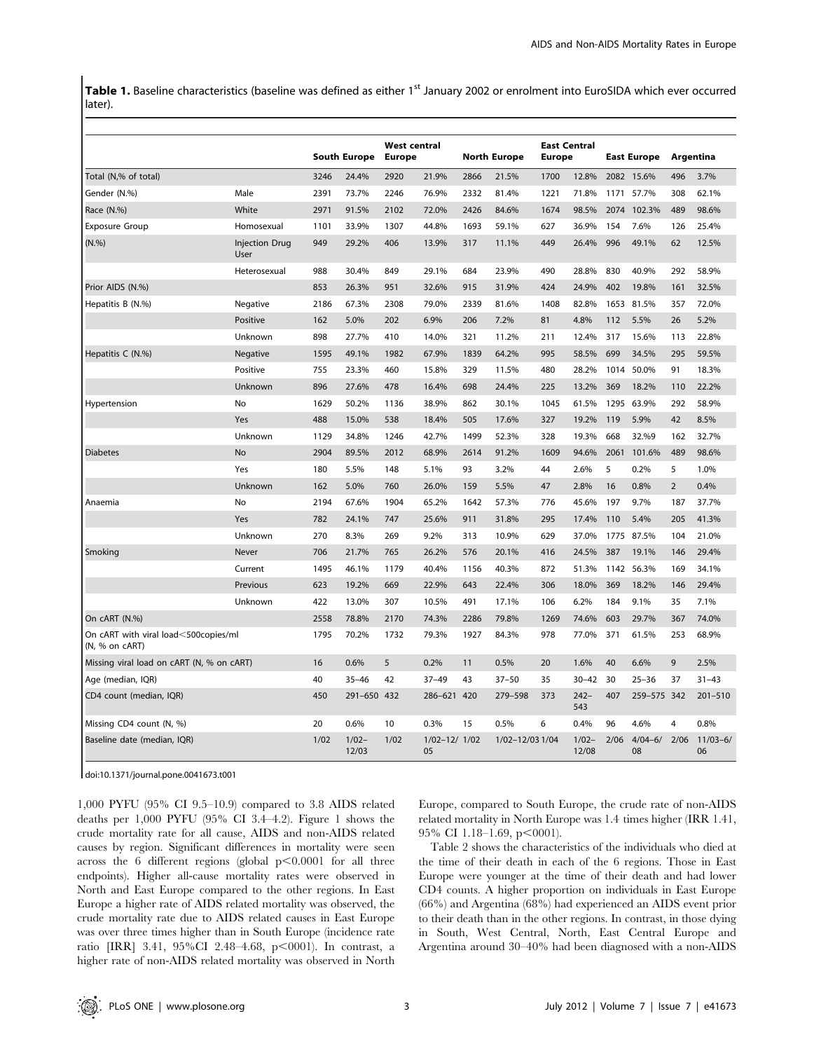**Table 1.** Baseline characteristics (baseline was defined as either 1st January 2002 or enrolment into EuroSIDA which ever occurred later).

| | | South Europe | | West central Europe | | North Europe | | East Central Europe | | East Europe | | Argentina | |
|---|---|---|---|---|---|---|---|---|---|---|---|---|---|
| Total (N,% of total) | | 3246 | 24.4% | 2920 | 21.9% | 2866 | 21.5% | 1700 | 12.8% | 2082 | 15.6% | 496 | 3.7% |
| Gender (N.%) | Male | 2391 | 73.7% | 2246 | 76.9% | 2332 | 81.4% | 1221 | 71.8% | 1171 | 57.7% | 308 | 62.1% |
| Race (N.%) | White | 2971 | 91.5% | 2102 | 72.0% | 2426 | 84.6% | 1674 | 98.5% | 2074 | 102.3% | 489 | 98.6% |
| Exposure Group | Homosexual | 1101 | 33.9% | 1307 | 44.8% | 1693 | 59.1% | 627 | 36.9% | 154 | 7.6% | 126 | 25.4% |
| (N.%) | Injection Drug User | 949 | 29.2% | 406 | 13.9% | 317 | 11.1% | 449 | 26.4% | 996 | 49.1% | 62 | 12.5% |
| | Heterosexual | 988 | 30.4% | 849 | 29.1% | 684 | 23.9% | 490 | 28.8% | 830 | 40.9% | 292 | 58.9% |
| Prior AIDS (N.%) | | 853 | 26.3% | 951 | 32.6% | 915 | 31.9% | 424 | 24.9% | 402 | 19.8% | 161 | 32.5% |
| Hepatitis B (N.%) | Negative | 2186 | 67.3% | 2308 | 79.0% | 2339 | 81.6% | 1408 | 82.8% | 1653 | 81.5% | 357 | 72.0% |
| | Positive | 162 | 5.0% | 202 | 6.9% | 206 | 7.2% | 81 | 4.8% | 112 | 5.5% | 26 | 5.2% |
| | Unknown | 898 | 27.7% | 410 | 14.0% | 321 | 11.2% | 211 | 12.4% | 317 | 15.6% | 113 | 22.8% |
| Hepatitis C (N.%) | Negative | 1595 | 49.1% | 1982 | 67.9% | 1839 | 64.2% | 995 | 58.5% | 699 | 34.5% | 295 | 59.5% |
| | Positive | 755 | 23.3% | 460 | 15.8% | 329 | 11.5% | 480 | 28.2% | 1014 | 50.0% | 91 | 18.3% |
| | Unknown | 896 | 27.6% | 478 | 16.4% | 698 | 24.4% | 225 | 13.2% | 369 | 18.2% | 110 | 22.2% |
| Hypertension | No | 1629 | 50.2% | 1136 | 38.9% | 862 | 30.1% | 1045 | 61.5% | 1295 | 63.9% | 292 | 58.9% |
| | Yes | 488 | 15.0% | 538 | 18.4% | 505 | 17.6% | 327 | 19.2% | 119 | 5.9% | 42 | 8.5% |
| | Unknown | 1129 | 34.8% | 1246 | 42.7% | 1499 | 52.3% | 328 | 19.3% | 668 | 32.%9 | 162 | 32.7% |
| Diabetes | No | 2904 | 89.5% | 2012 | 68.9% | 2614 | 91.2% | 1609 | 94.6% | 2061 | 101.6% | 489 | 98.6% |
| | Yes | 180 | 5.5% | 148 | 5.1% | 93 | 3.2% | 44 | 2.6% | 5 | 0.2% | 5 | 1.0% |
| | Unknown | 162 | 5.0% | 760 | 26.0% | 159 | 5.5% | 47 | 2.8% | 16 | 0.8% | 2 | 0.4% |
| Anaemia | No | 2194 | 67.6% | 1904 | 65.2% | 1642 | 57.3% | 776 | 45.6% | 197 | 9.7% | 187 | 37.7% |
| | Yes | 782 | 24.1% | 747 | 25.6% | 911 | 31.8% | 295 | 17.4% | 110 | 5.4% | 205 | 41.3% |
| | Unknown | 270 | 8.3% | 269 | 9.2% | 313 | 10.9% | 629 | 37.0% | 1775 | 87.5% | 104 | 21.0% |
| Smoking | Never | 706 | 21.7% | 765 | 26.2% | 576 | 20.1% | 416 | 24.5% | 387 | 19.1% | 146 | 29.4% |
| | Current | 1495 | 46.1% | 1179 | 40.4% | 1156 | 40.3% | 872 | 51.3% | 1142 | 56.3% | 169 | 34.1% |
| | Previous | 623 | 19.2% | 669 | 22.9% | 643 | 22.4% | 306 | 18.0% | 369 | 18.2% | 146 | 29.4% |
| | Unknown | 422 | 13.0% | 307 | 10.5% | 491 | 17.1% | 106 | 6.2% | 184 | 9.1% | 35 | 7.1% |
| On cART (N.%) | | 2558 | 78.8% | 2170 | 74.3% | 2286 | 79.8% | 1269 | 74.6% | 603 | 29.7% | 367 | 74.0% |
| On cART with viral load<500copies/ml (N, % on cART) | | 1795 | 70.2% | 1732 | 79.3% | 1927 | 84.3% | 978 | 77.0% | 371 | 61.5% | 253 | 68.9% |
| Missing viral load on cART (N, % on cART) | | 16 | 0.6% | 5 | 0.2% | 11 | 0.5% | 20 | 1.6% | 40 | 6.6% | 9 | 2.5% |
| Age (median, IQR) | | 40 | 35–46 | 42 | 37–49 | 43 | 37–50 | 35 | 30–42 | 30 | 25–36 | 37 | 31–43 |
| CD4 count (median, IQR) | | 450 | 291–650 | 432 | 286–621 | 420 | 279–598 | 373 | 242–543 | 407 | 259–575 | 342 | 201–510 |
| Missing CD4 count (N, %) | | 20 | 0.6% | 10 | 0.3% | 15 | 0.5% | 6 | 0.4% | 96 | 4.6% | 4 | 0.8% |
| Baseline date (median, IQR) | | 1/02 | 1/02–12/03 | 1/02 | 1/02–12/05 | 1/02 | 1/02–12/03 | 1/04 | 1/02–12/08 | 2/06 | 4/04–6/08 | 2/06 | 11/03–6/06 |

doi:10.1371/journal.pone.0041673.t001

1,000 PYFU (95% CI 9.5–10.9) compared to 3.8 AIDS related deaths per 1,000 PYFU (95% CI 3.4–4.2). Figure 1 shows the crude mortality rate for all cause, AIDS and non-AIDS related causes by region. Significant differences in mortality were seen across the 6 different regions (global $p<0.0001$ for all three endpoints). Higher all-cause mortality rates were observed in North and East Europe compared to the other regions. In East Europe a higher rate of AIDS related mortality was observed, the crude mortality rate due to AIDS related causes in East Europe was over three times higher than in South Europe (incidence rate ratio [IRR] 3.41, 95%CI 2.48–4.68, $p<0001$). In contrast, a higher rate of non-AIDS related mortality was observed in North Europe, compared to South Europe, the crude rate of non-AIDS related mortality in North Europe was 1.4 times higher (IRR 1.41, 95% CI 1.18–1.69, $p<0001$).

Table 2 shows the characteristics of the individuals who died at the time of their death in each of the 6 regions. Those in East Europe were younger at the time of their death and had lower CD4 counts. A higher proportion on individuals in East Europe (66%) and Argentina (68%) had experienced an AIDS event prior to their death than in the other regions. In contrast, in those dying in South, West Central, North, East Central Europe and Argentina around 30–40% had been diagnosed with a non-AIDS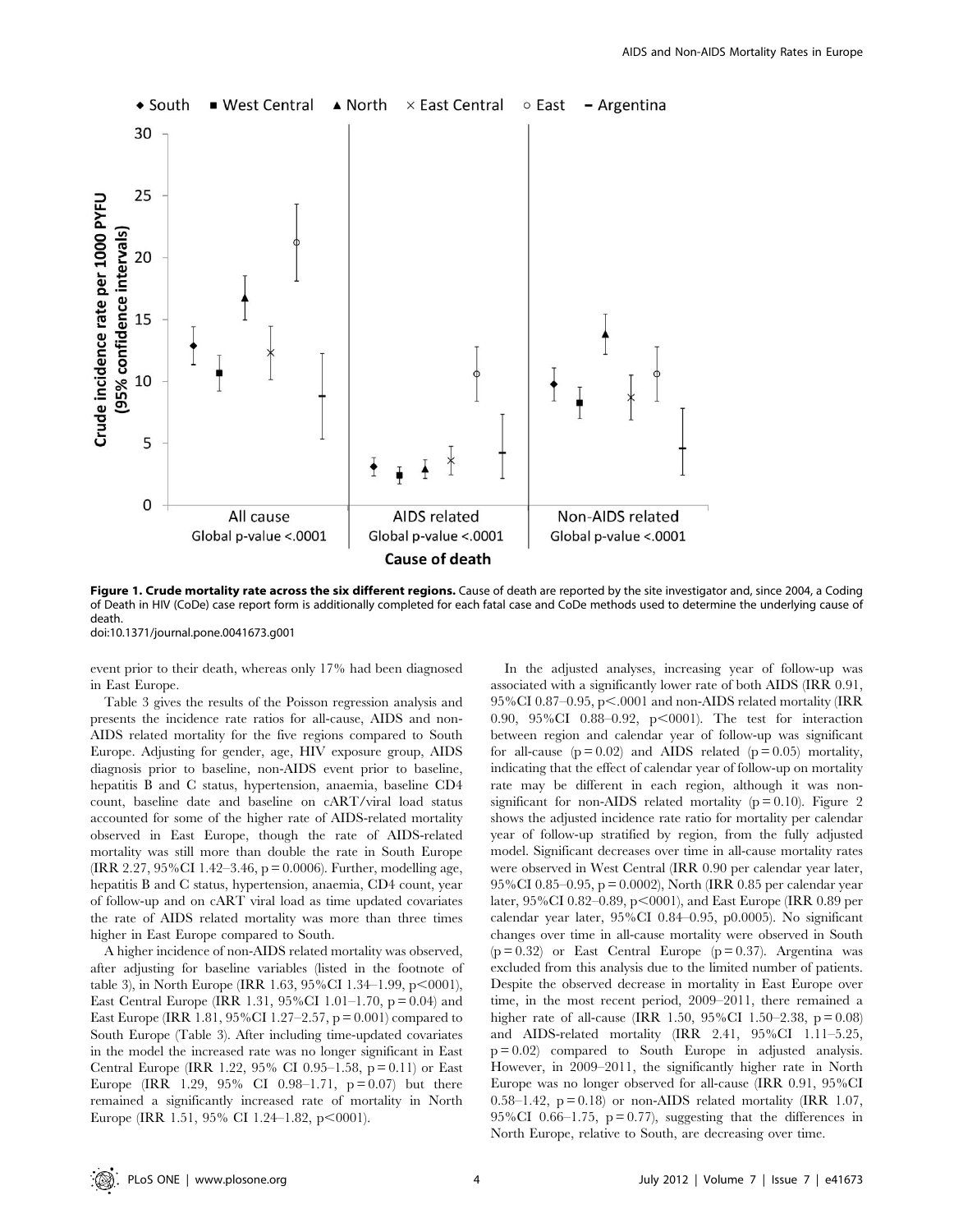**Figure 1. Crude mortality rate across the six different regions.** Cause of death are reported by the site investigator and, since 2004, a Coding of Death in HIV (CoDe) case report form is additionally completed for each fatal case and CoDe methods used to determine the underlying cause of death.
doi:10.1371/journal.pone.0041673.g001

event prior to their death, whereas only 17% had been diagnosed in East Europe.

Table 3 gives the results of the Poisson regression analysis and presents the incidence rate ratios for all-cause, AIDS and non-AIDS related mortality for the five regions compared to South Europe. Adjusting for gender, age, HIV exposure group, AIDS diagnosis prior to baseline, non-AIDS event prior to baseline, hepatitis B and C status, hypertension, anaemia, baseline CD4 count, baseline date and baseline on cART/viral load status accounted for some of the higher rate of AIDS-related mortality observed in East Europe, though the rate of AIDS-related mortality was still more than double the rate in South Europe (IRR 2.27, 95%CI 1.42–3.46, p = 0.0006). Further, modelling age, hepatitis B and C status, hypertension, anaemia, CD4 count, year of follow-up and on cART viral load as time updated covariates the rate of AIDS related mortality was more than three times higher in East Europe compared to South.

A higher incidence of non-AIDS related mortality was observed, after adjusting for baseline variables (listed in the footnote of table 3), in North Europe (IRR 1.63, 95%CI 1.34–1.99, p<0001), East Central Europe (IRR 1.31, 95%CI 1.01–1.70, p = 0.04) and East Europe (IRR 1.81, 95%CI 1.27–2.57, p = 0.001) compared to South Europe (Table 3). After including time-updated covariates in the model the increased rate was no longer significant in East Central Europe (IRR 1.22, 95% CI 0.95–1.58, p = 0.11) or East Europe (IRR 1.29, 95% CI 0.98–1.71, p = 0.07) but there remained a significantly increased rate of mortality in North Europe (IRR 1.51, 95% CI 1.24–1.82, p<0001).

In the adjusted analyses, increasing year of follow-up was associated with a significantly lower rate of both AIDS (IRR 0.91, 95%CI 0.87–0.95, p<.0001 and non-AIDS related mortality (IRR 0.90, 95%CI 0.88–0.92, p<0001). The test for interaction between region and calendar year of follow-up was significant for all-cause (p = 0.02) and AIDS related (p = 0.05) mortality, indicating that the effect of calendar year of follow-up on mortality rate may be different in each region, although it was non-significant for non-AIDS related mortality (p = 0.10). Figure 2 shows the adjusted incidence rate ratio for mortality per calendar year of follow-up stratified by region, from the fully adjusted model. Significant decreases over time in all-cause mortality rates were observed in West Central (IRR 0.90 per calendar year later, 95%CI 0.85–0.95, p = 0.0002), North (IRR 0.85 per calendar year later, 95%CI 0.82–0.89, p<0001), and East Europe (IRR 0.89 per calendar year later, 95%CI 0.84–0.95, p0.0005). No significant changes over time in all-cause mortality were observed in South (p = 0.32) or East Central Europe (p = 0.37). Argentina was excluded from this analysis due to the limited number of patients. Despite the observed decrease in mortality in East Europe over time, in the most recent period, 2009–2011, there remained a higher rate of all-cause (IRR 1.50, 95%CI 1.50–2.38, p = 0.08) and AIDS-related mortality (IRR 2.41, 95%CI 1.11–5.25, p = 0.02) compared to South Europe in adjusted analysis. However, in 2009–2011, the significantly higher rate in North Europe was no longer observed for all-cause (IRR 0.91, 95%CI 0.58–1.42, p = 0.18) or non-AIDS related mortality (IRR 1.07, 95%CI 0.66–1.75, p = 0.77), suggesting that the differences in North Europe, relative to South, are decreasing over time.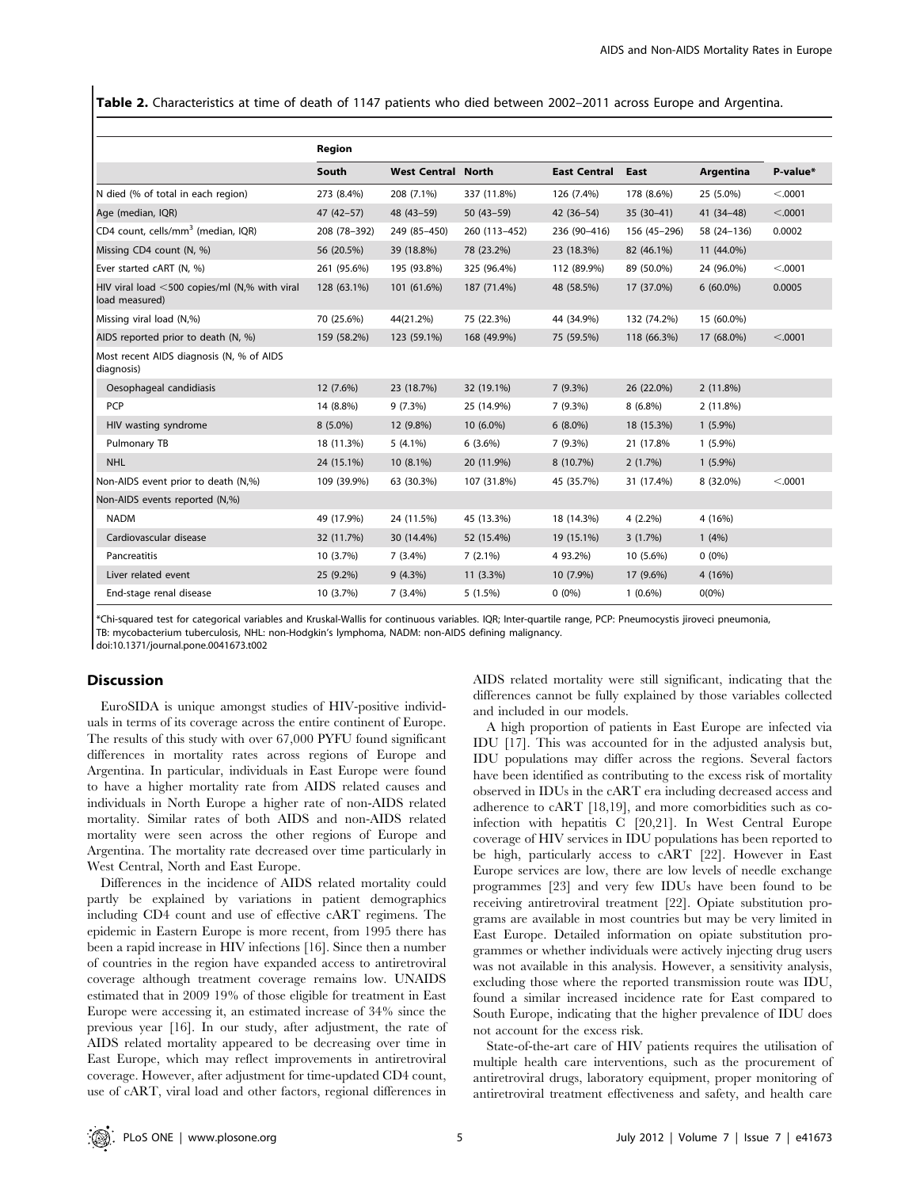**Table 2.** Characteristics at time of death of 1147 patients who died between 2002–2011 across Europe and Argentina.

| | Region | | | | | | |
|---|---|---|---|---|---|---|---|
| | **South** | **West Central** | **North** | **East Central** | **East** | **Argentina** | **P-value*** |
| N died (% of total in each region) | 273 (8.4%) | 208 (7.1%) | 337 (11.8%) | 126 (7.4%) | 178 (8.6%) | 25 (5.0%) | <.0001 |
| Age (median, IQR) | 47 (42–57) | 48 (43–59) | 50 (43–59) | 42 (36–54) | 35 (30–41) | 41 (34–48) | <.0001 |
| CD4 count, cells/mm$^3$ (median, IQR) | 208 (78–392) | 249 (85–450) | 260 (113–452) | 236 (90–416) | 156 (45–296) | 58 (24–136) | 0.0002 |
| Missing CD4 count (N, %) | 56 (20.5%) | 39 (18.8%) | 78 (23.2%) | 23 (18.3%) | 82 (46.1%) | 11 (44.0%) | |
| Ever started cART (N, %) | 261 (95.6%) | 195 (93.8%) | 325 (96.4%) | 112 (89.9%) | 89 (50.0%) | 24 (96.0%) | <.0001 |
| HIV viral load <500 copies/ml (N,% with viral load measured) | 128 (63.1%) | 101 (61.6%) | 187 (71.4%) | 48 (58.5%) | 17 (37.0%) | 6 (60.0%) | 0.0005 |
| Missing viral load (N,%) | 70 (25.6%) | 44(21.2%) | 75 (22.3%) | 44 (34.9%) | 132 (74.2%) | 15 (60.0%) | |
| AIDS reported prior to death (N, %) | 159 (58.2%) | 123 (59.1%) | 168 (49.9%) | 75 (59.5%) | 118 (66.3%) | 17 (68.0%) | <.0001 |
| Most recent AIDS diagnosis (N, % of AIDS diagnosis) | | | | | | | |
| Oesophageal candidiasis | 12 (7.6%) | 23 (18.7%) | 32 (19.1%) | 7 (9.3%) | 26 (22.0%) | 2 (11.8%) | |
| PCP | 14 (8.8%) | 9 (7.3%) | 25 (14.9%) | 7 (9.3%) | 8 (6.8%) | 2 (11.8%) | |
| HIV wasting syndrome | 8 (5.0%) | 12 (9.8%) | 10 (6.0%) | 6 (8.0%) | 18 (15.3%) | 1 (5.9%) | |
| Pulmonary TB | 18 (11.3%) | 5 (4.1%) | 6 (3.6%) | 7 (9.3%) | 21 (17.8% | 1 (5.9%) | |
| NHL | 24 (15.1%) | 10 (8.1%) | 20 (11.9%) | 8 (10.7%) | 2 (1.7%) | 1 (5.9%) | |
| Non-AIDS event prior to death (N,%) | 109 (39.9%) | 63 (30.3%) | 107 (31.8%) | 45 (35.7%) | 31 (17.4%) | 8 (32.0%) | <.0001 |
| Non-AIDS events reported (N,%) | | | | | | | |
| NADM | 49 (17.9%) | 24 (11.5%) | 45 (13.3%) | 18 (14.3%) | 4 (2.2%) | 4 (16%) | |
| Cardiovascular disease | 32 (11.7%) | 30 (14.4%) | 52 (15.4%) | 19 (15.1%) | 3 (1.7%) | 1 (4%) | |
| Pancreatitis | 10 (3.7%) | 7 (3.4%) | 7 (2.1%) | 4 93.2%) | 10 (5.6%) | 0 (0%) | |
| Liver related event | 25 (9.2%) | 9 (4.3%) | 11 (3.3%) | 10 (7.9%) | 17 (9.6%) | 4 (16%) | |
| End-stage renal disease | 10 (3.7%) | 7 (3.4%) | 5 (1.5%) | 0 (0%) | 1 (0.6%) | 0(0%) | |

*Chi-squared test for categorical variables and Kruskal-Wallis for continuous variables. IQR; Inter-quartile range, PCP: Pneumocystis jiroveci pneumonia, TB: mycobacterium tuberculosis, NHL: non-Hodgkin's lymphoma, NADM: non-AIDS defining malignancy.

doi:10.1371/journal.pone.0041673.t002

## Discussion

EuroSIDA is unique amongst studies of HIV-positive individuals in terms of its coverage across the entire continent of Europe. The results of this study with over 67,000 PYFU found significant differences in mortality rates across regions of Europe and Argentina. In particular, individuals in East Europe were found to have a higher mortality rate from AIDS related causes and individuals in North Europe a higher rate of non-AIDS related mortality. Similar rates of both AIDS and non-AIDS related mortality were seen across the other regions of Europe and Argentina. The mortality rate decreased over time particularly in West Central, North and East Europe.

Differences in the incidence of AIDS related mortality could partly be explained by variations in patient demographics including CD4 count and use of effective cART regimens. The epidemic in Eastern Europe is more recent, from 1995 there has been a rapid increase in HIV infections [16]. Since then a number of countries in the region have expanded access to antiretroviral coverage although treatment coverage remains low. UNAIDS estimated that in 2009 19% of those eligible for treatment in East Europe were accessing it, an estimated increase of 34% since the previous year [16]. In our study, after adjustment, the rate of AIDS related mortality appeared to be decreasing over time in East Europe, which may reflect improvements in antiretroviral coverage. However, after adjustment for time-updated CD4 count, use of cART, viral load and other factors, regional differences in AIDS related mortality were still significant, indicating that the differences cannot be fully explained by those variables collected and included in our models.

A high proportion of patients in East Europe are infected via IDU [17]. This was accounted for in the adjusted analysis but, IDU populations may differ across the regions. Several factors have been identified as contributing to the excess risk of mortality observed in IDUs in the cART era including decreased access and adherence to cART [18,19], and more comorbidities such as co-infection with hepatitis C [20,21]. In West Central Europe coverage of HIV services in IDU populations has been reported to be high, particularly access to cART [22]. However in East Europe services are low, there are low levels of needle exchange programmes [23] and very few IDUs have been found to be receiving antiretroviral treatment [22]. Opiate substitution programs are available in most countries but may be very limited in East Europe. Detailed information on opiate substitution programmes or whether individuals were actively injecting drug users was not available in this analysis. However, a sensitivity analysis, excluding those where the reported transmission route was IDU, found a similar increased incidence rate for East compared to South Europe, indicating that the higher prevalence of IDU does not account for the excess risk.

State-of-the-art care of HIV patients requires the utilisation of multiple health care interventions, such as the procurement of antiretroviral drugs, laboratory equipment, proper monitoring of antiretroviral treatment effectiveness and safety, and health care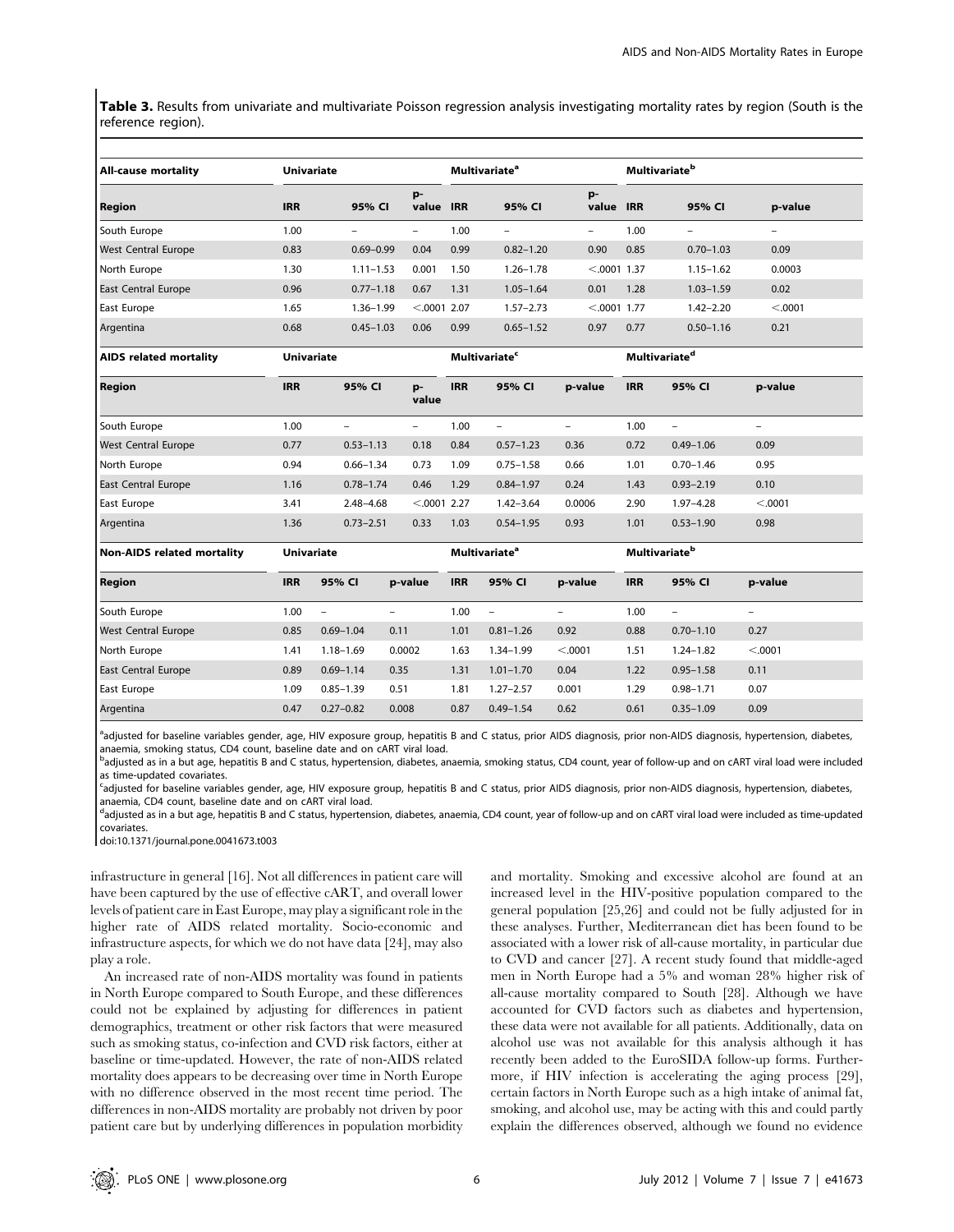**Table 3.** Results from univariate and multivariate Poisson regression analysis investigating mortality rates by region (South is the reference region).

| All-cause mortality | Univariate | | | Multivariate[a] | | | Multivariate[b] | | |
|---|---|---|---|---|---|---|---|---|---|
| **Region** | **IRR** | **95% CI** | **p-value** | **IRR** | **95% CI** | **p-value** | **IRR** | **95% CI** | **p-value** |
| South Europe | 1.00 | – | – | 1.00 | – | – | 1.00 | – | – |
| West Central Europe | 0.83 | 0.69–0.99 | 0.04 | 0.99 | 0.82–1.20 | 0.90 | 0.85 | 0.70–1.03 | 0.09 |
| North Europe | 1.30 | 1.11–1.53 | 0.001 | 1.50 | 1.26–1.78 | <.0001 | 1.37 | 1.15–1.62 | 0.0003 |
| East Central Europe | 0.96 | 0.77–1.18 | 0.67 | 1.31 | 1.05–1.64 | 0.01 | 1.28 | 1.03–1.59 | 0.02 |
| East Europe | 1.65 | 1.36–1.99 | <.0001 | 2.07 | 1.57–2.73 | <.0001 | 1.77 | 1.42–2.20 | <.0001 |
| Argentina | 0.68 | 0.45–1.03 | 0.06 | 0.99 | 0.65–1.52 | 0.97 | 0.77 | 0.50–1.16 | 0.21 |
| **AIDS related mortality** | **Univariate** | | | **Multivariate[c]** | | | **Multivariate[d]** | | |
| **Region** | **IRR** | **95% CI** | **p-value** | **IRR** | **95% CI** | **p-value** | **IRR** | **95% CI** | **p-value** |
| South Europe | 1.00 | – | – | 1.00 | – | – | 1.00 | – | – |
| West Central Europe | 0.77 | 0.53–1.13 | 0.18 | 0.84 | 0.57–1.23 | 0.36 | 0.72 | 0.49–1.06 | 0.09 |
| North Europe | 0.94 | 0.66–1.34 | 0.73 | 1.09 | 0.75–1.58 | 0.66 | 1.01 | 0.70–1.46 | 0.95 |
| East Central Europe | 1.16 | 0.78–1.74 | 0.46 | 1.29 | 0.84–1.97 | 0.24 | 1.43 | 0.93–2.19 | 0.10 |
| East Europe | 3.41 | 2.48–4.68 | <.0001 | 2.27 | 1.42–3.64 | 0.0006 | 2.90 | 1.97–4.28 | <.0001 |
| Argentina | 1.36 | 0.73–2.51 | 0.33 | 1.03 | 0.54–1.95 | 0.93 | 1.01 | 0.53–1.90 | 0.98 |
| **Non-AIDS related mortality** | **Univariate** | | | **Multivariate[a]** | | | **Multivariate[b]** | | |
| **Region** | **IRR** | **95% CI** | **p-value** | **IRR** | **95% CI** | **p-value** | **IRR** | **95% CI** | **p-value** |
| South Europe | 1.00 | – | – | 1.00 | – | – | 1.00 | – | – |
| West Central Europe | 0.85 | 0.69–1.04 | 0.11 | 1.01 | 0.81–1.26 | 0.92 | 0.88 | 0.70–1.10 | 0.27 |
| North Europe | 1.41 | 1.18–1.69 | 0.0002 | 1.63 | 1.34–1.99 | <.0001 | 1.51 | 1.24–1.82 | <.0001 |
| East Central Europe | 0.89 | 0.69–1.14 | 0.35 | 1.31 | 1.01–1.70 | 0.04 | 1.22 | 0.95–1.58 | 0.11 |
| East Europe | 1.09 | 0.85–1.39 | 0.51 | 1.81 | 1.27–2.57 | 0.001 | 1.29 | 0.98–1.71 | 0.07 |
| Argentina | 0.47 | 0.27–0.82 | 0.008 | 0.87 | 0.49–1.54 | 0.62 | 0.61 | 0.35–1.09 | 0.09 |

[a]adjusted for baseline variables gender, age, HIV exposure group, hepatitis B and C status, prior AIDS diagnosis, prior non-AIDS diagnosis, hypertension, diabetes, anaemia, smoking status, CD4 count, baseline date and on cART viral load.

[b]adjusted as in a but age, hepatitis B and C status, hypertension, diabetes, anaemia, smoking status, CD4 count, year of follow-up and on cART viral load were included as time-updated covariates.

[c]adjusted for baseline variables gender, age, HIV exposure group, hepatitis B and C status, prior AIDS diagnosis, prior non-AIDS diagnosis, hypertension, diabetes, anaemia, CD4 count, baseline date and on cART viral load.

[d]adjusted as in a but age, hepatitis B and C status, hypertension, diabetes, anaemia, CD4 count, year of follow-up and on cART viral load were included as time-updated covariates.

doi:10.1371/journal.pone.0041673.t003

infrastructure in general [16]. Not all differences in patient care will have been captured by the use of effective cART, and overall lower levels of patient care in East Europe, may play a significant role in the higher rate of AIDS related mortality. Socio-economic and infrastructure aspects, for which we do not have data [24], may also play a role.

An increased rate of non-AIDS mortality was found in patients in North Europe compared to South Europe, and these differences could not be explained by adjusting for differences in patient demographics, treatment or other risk factors that were measured such as smoking status, co-infection and CVD risk factors, either at baseline or time-updated. However, the rate of non-AIDS related mortality does appears to be decreasing over time in North Europe with no difference observed in the most recent time period. The differences in non-AIDS mortality are probably not driven by poor patient care but by underlying differences in population morbidity and mortality. Smoking and excessive alcohol are found at an increased level in the HIV-positive population compared to the general population [25,26] and could not be fully adjusted for in these analyses. Further, Mediterranean diet has been found to be associated with a lower risk of all-cause mortality, in particular due to CVD and cancer [27]. A recent study found that middle-aged men in North Europe had a 5% and woman 28% higher risk of all-cause mortality compared to South [28]. Although we have accounted for CVD factors such as diabetes and hypertension, these data were not available for all patients. Additionally, data on alcohol use was not available for this analysis although it has recently been added to the EuroSIDA follow-up forms. Furthermore, if HIV infection is accelerating the aging process [29], certain factors in North Europe such as a high intake of animal fat, smoking, and alcohol use, may be acting with this and could partly explain the differences observed, although we found no evidence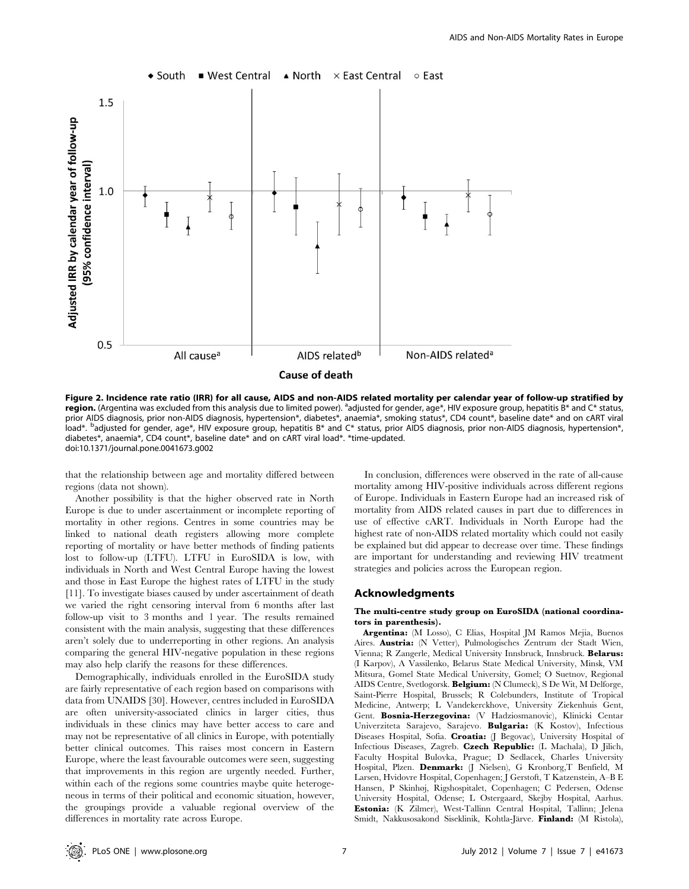◆ South ■ West Central ▲ North × East Central ○ East

1.5

1.0

0.5

Adjusted IRR by calendar year of follow-up (95% confidence interval)

All cause[a]

AIDS related[b]

Non-AIDS related[a]

Cause of death

**Figure 2. Incidence rate ratio (IRR) for all cause, AIDS and non-AIDS related mortality per calendar year of follow-up stratified by region.** (Argentina was excluded from this analysis due to limited power). [a]adjusted for gender, age*, HIV exposure group, hepatitis B* and C* status, prior AIDS diagnosis, prior non-AIDS diagnosis, hypertension*, diabetes*, anaemia*, smoking status*, CD4 count*, baseline date* and on cART viral load*. [b]adjusted for gender, age*, HIV exposure group, hepatitis B* and C* status, prior AIDS diagnosis, prior non-AIDS diagnosis, hypertension*, diabetes*, anaemia*, CD4 count*, baseline date* and on cART viral load*. *time-updated.
doi:10.1371/journal.pone.0041673.g002

that the relationship between age and mortality differed between regions (data not shown).

Another possibility is that the higher observed rate in North Europe is due to under ascertainment or incomplete reporting of mortality in other regions. Centres in some countries may be linked to national death registers allowing more complete reporting of mortality or have better methods of finding patients lost to follow-up (LTFU). LTFU in EuroSIDA is low, with individuals in North and West Central Europe having the lowest and those in East Europe the highest rates of LTFU in the study [11]. To investigate biases caused by under ascertainment of death we varied the right censoring interval from 6 months after last follow-up visit to 3 months and 1 year. The results remained consistent with the main analysis, suggesting that these differences aren't solely due to underreporting in other regions. An analysis comparing the general HIV-negative population in these regions may also help clarify the reasons for these differences.

Demographically, individuals enrolled in the EuroSIDA study are fairly representative of each region based on comparisons with data from UNAIDS [30]. However, centres included in EuroSIDA are often university-associated clinics in larger cities, thus individuals in these clinics may have better access to care and may not be representative of all clinics in Europe, with potentially better clinical outcomes. This raises most concern in Eastern Europe, where the least favourable outcomes were seen, suggesting that improvements in this region are urgently needed. Further, within each of the regions some countries maybe quite heterogeneous in terms of their political and economic situation, however, the groupings provide a valuable regional overview of the differences in mortality rate across Europe.

In conclusion, differences were observed in the rate of all-cause mortality among HIV-positive individuals across different regions of Europe. Individuals in Eastern Europe had an increased risk of mortality from AIDS related causes in part due to differences in use of effective cART. Individuals in North Europe had the highest rate of non-AIDS related mortality which could not easily be explained but did appear to decrease over time. These findings are important for understanding and reviewing HIV treatment strategies and policies across the European region.

## Acknowledgments

**The multi-centre study group on EuroSIDA (national coordinators in parenthesis).**

**Argentina:** (M Losso), C Elias, Hospital JM Ramos Mejia, Buenos Aires. **Austria:** (N Vetter), Pulmologisches Zentrum der Stadt Wien, Vienna; R Zangerle, Medical University Innsbruck, Innsbruck. **Belarus:** (I Karpov), A Vassilenko, Belarus State Medical University, Minsk, VM Mitsura, Gomel State Medical University, Gomel; O Suetnov, Regional AIDS Centre, Svetlogorsk. **Belgium:** (N Clumeck), S De Wit, M Delforge, Saint-Pierre Hospital, Brussels; R Colebunders, Institute of Tropical Medicine, Antwerp; L Vandekerckhove, University Ziekenhuis Gent, Gent. **Bosnia-Herzegovina:** (V Hadziosmanovic), Klinicki Centar Univerziteta Sarajevo, Sarajevo. **Bulgaria:** (K Kostov), Infectious Diseases Hospital, Sofia. **Croatia:** (J Begovac), University Hospital of Infectious Diseases, Zagreb. **Czech Republic:** (L Machala), D Jilich, Faculty Hospital Bulovka, Prague; D Sedlacek, Charles University Hospital, Plzen. **Denmark:** (J Nielsen), G Kronborg,T Benfield, M Larsen, Hvidovre Hospital, Copenhagen; J Gerstoft, T Katzenstein, A–B E Hansen, P Skinhøj, Rigshospitalet, Copenhagen; C Pedersen, Odense University Hospital, Odense; L Ostergaard, Skejby Hospital, Aarhus. **Estonia:** (K Zilmer), West-Tallinn Central Hospital, Tallinn; Jelena Smidt, Nakkusosakond Siseklinik, Kohtla-Järve. **Finland:** (M Ristola),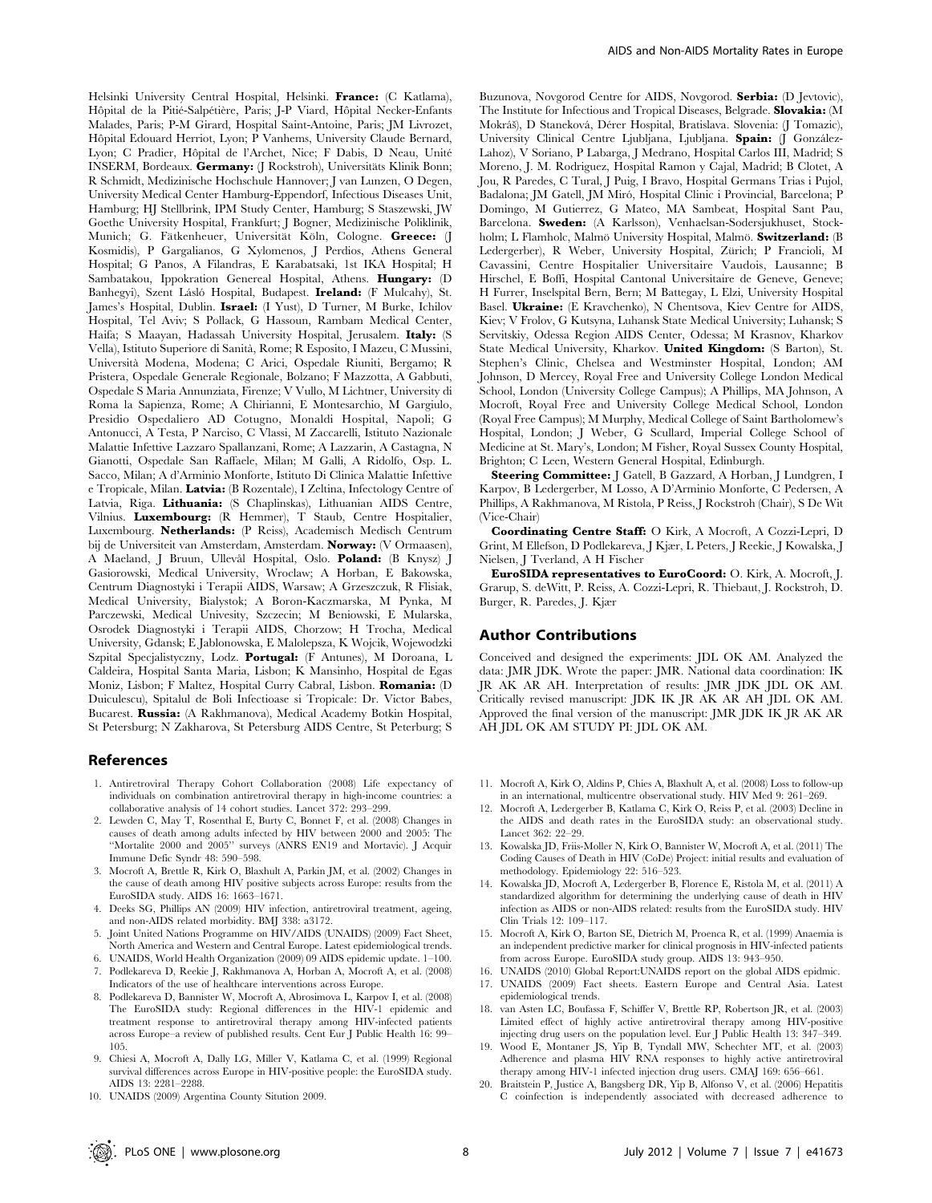Helsinki University Central Hospital, Helsinki. **France:** (C Katlama), Hôpital de la Pitié-Salpétière, Paris; J-P Viard, Hôpital Necker-Enfants Malades, Paris; P-M Girard, Hospital Saint-Antoine, Paris; JM Livrozet, Hôpital Edouard Herriot, Lyon; P Vanhems, University Claude Bernard, Lyon; C Pradier, Hôpital de l'Archet, Nice; F Dabis, D Neau, Unité INSERM, Bordeaux. **Germany:** (J Rockstroh), Universitäts Klinik Bonn; R Schmidt, Medizinische Hochschule Hannover; J van Lunzen, O Degen, University Medical Center Hamburg-Eppendorf, Infectious Diseases Unit, Hamburg; HJ Stellbrink, IPM Study Center, Hamburg; S Staszewski, JW Goethe University Hospital, Frankfurt; J Bogner, Medizinische Poliklinik, Munich; G. Fätkenheuer, Universität Köln, Cologne. **Greece:** (J Kosmidis), P Gargalianos, G Xylomenos, J Perdios, Athens General Hospital; G Panos, A Filandras, E Karabatsaki, 1st IKA Hospital; H Sambatakou, Ippokration Genereal Hospital, Athens. **Hungary:** (D Banhegyi), Szent Láslô Hospital, Budapest. **Ireland:** (F Mulcahy), St. James's Hospital, Dublin. **Israel:** (I Yust), D Turner, M Burke, Ichilov Hospital, Tel Aviv; S Pollack, G Hassoun, Rambam Medical Center, Haifa; S Maayan, Hadassah University Hospital, Jerusalem. **Italy:** (S Vella), Istituto Superiore di Sanità, Rome; R Esposito, I Mazeu, C Mussini, Università Modena, Modena; C Arici, Ospedale Riuniti, Bergamo; R Pristera, Ospedale Generale Regionale, Bolzano; F Mazzotta, A Gabbuti, Ospedale S Maria Annunziata, Firenze; V Vullo, M Lichtner, University di Roma la Sapienza, Rome; A Chirianni, E Montesarchio, M Gargiulo, Presidio Ospedaliero AD Cotugno, Monaldi Hospital, Napoli; G Antonucci, A Testa, P Narciso, C Vlassi, M Zaccarelli, Istituto Nazionale Malattie Infettive Lazzaro Spallanzani, Rome; A Lazzarin, A Castagna, N Gianotti, Ospedale San Raffaele, Milan; M Galli, A Ridolfo, Osp. L. Sacco, Milan; A d'Arminio Monforte, Istituto Di Clinica Malattie Infettive e Tropicale, Milan. **Latvia:** (B Rozentale), I Zeltina, Infectology Centre of Latvia, Riga. **Lithuania:** (S Chaplinskas), Lithuanian AIDS Centre, Vilnius. **Luxembourg:** (R Hemmer), T Staub, Centre Hospitalier, Luxembourg. **Netherlands:** (P Reiss), Academisch Medisch Centrum bij de Universiteit van Amsterdam, Amsterdam. **Norway:** (V Ormaasen), A Maeland, J Bruun, Ullevål Hospital, Oslo. **Poland:** (B Knysz) J Gasiorowski, Medical University, Wroclaw; A Horban, E Bakowska, Centrum Diagnostyki i Terapii AIDS, Warsaw; A Grzeszczuk, R Flisiak, Medical University, Bialystok; A Boron-Kaczmarska, M Pynka, M Parczewski, Medical Univesity, Szczecin; M Beniowski, E Mularska, Osrodek Diagnostyki i Terapii AIDS, Chorzow; H Trocha, Medical University, Gdansk; E Jablonowska, E Malolepsza, K Wojcik, Wojewodzki Szpital Specjalistyczny, Lodz. **Portugal:** (F Antunes), M Doroana, L Caldeira, Hospital Santa Maria, Lisbon; K Mansinho, Hospital de Egas Moniz, Lisbon; F Maltez, Hospital Curry Cabral, Lisbon. **Romania:** (D Duiculescu), Spitalul de Boli Infectioase si Tropicale: Dr. Victor Babes, Bucarest. **Russia:** (A Rakhmanova), Medical Academy Botkin Hospital, St Petersburg; N Zakharova, St Petersburg AIDS Centre, St Peterburg; S Buzunova, Novgorod Centre for AIDS, Novgorod. **Serbia:** (D Jevtovic), The Institute for Infectious and Tropical Diseases, Belgrade. **Slovakia:** (M Mokráš), D Staneková, Dérer Hospital, Bratislava. Slovenia: (J Tomazic), University Clinical Centre Ljubljana, Ljubljana. **Spain:** (J González-Lahoz), V Soriano, P Labarga, J Medrano, Hospital Carlos III, Madrid; S Moreno, J. M. Rodriguez, Hospital Ramon y Cajal, Madrid; B Clotet, A Jou, R Paredes, C Tural, J Puig, I Bravo, Hospital Germans Trias i Pujol, Badalona; JM Gatell, JM Miró, Hospital Clinic i Provincial, Barcelona; P Domingo, M Gutierrez, G Mateo, MA Sambeat, Hospital Sant Pau, Barcelona. **Sweden:** (A Karlsson), Venhaelsan-Sodersjukhuset, Stockholm; L Flamholc, Malmö University Hospital, Malmö. **Switzerland:** (B Ledergerber), R Weber, University Hospital, Zürich; P Francioli, M Cavassini, Centre Hospitalier Universitaire Vaudois, Lausanne; B Hirschel, E Boffi, Hospital Cantonal Universitaire de Geneve, Geneve; H Furrer, Inselspital Bern, Bern; M Battegay, L Elzi, University Hospital Basel. **Ukraine:** (E Kravchenko), N Chentsova, Kiev Centre for AIDS, Kiev; V Frolov, G Kutsyna, Luhansk State Medical University; Luhansk; S Servitskiy, Odessa Region AIDS Center, Odessa; M Krasnov, Kharkov State Medical University, Kharkov. **United Kingdom:** (S Barton), St. Stephen's Clinic, Chelsea and Westminster Hospital, London; AM Johnson, D Mercey, Royal Free and University College London Medical School, London (University College Campus); A Phillips, MA Johnson, A Mocroft, Royal Free and University College Medical School, London (Royal Free Campus); M Murphy, Medical College of Saint Bartholomew's Hospital, London; J Weber, G Scullard, Imperial College School of Medicine at St. Mary's, London; M Fisher, Royal Sussex County Hospital, Brighton; C Leen, Western General Hospital, Edinburgh.

**Steering Committee:** J Gatell, B Gazzard, A Horban, J Lundgren, I Karpov, B Ledergerber, M Losso, A D'Arminio Monforte, C Pedersen, A Phillips, A Rakhmanova, M Ristola, P Reiss, J Rockstroh (Chair), S De Wit (Vice-Chair)

**Coordinating Centre Staff:** O Kirk, A Mocroft, A Cozzi-Lepri, D Grint, M Ellefson, D Podlekareva, J Kjær, L Peters, J Reekie, J Kowalska, J Nielsen, J Tverland, A H Fischer

**EuroSIDA representatives to EuroCoord:** O. Kirk, A. Mocroft, J. Grarup, S. deWitt, P. Reiss, A. Cozzi-Lepri, R. Thiebaut, J. Rockstroh, D. Burger, R. Paredes, J. Kjær

## Author Contributions

Conceived and designed the experiments: JDL OK AM. Analyzed the data: JMR JDK. Wrote the paper: JMR. National data coordination: IK JR AK AR AH. Interpretation of results: JMR JDK JDL OK AM. Critically revised manuscript: JDK IK JR AK AR AH JDL OK AM. Approved the final version of the manuscript: JMR JDK IK JR AK AR AH JDL OK AM STUDY PI: JDL OK AM.

## References

1. Antiretroviral Therapy Cohort Collaboration (2008) Life expectancy of individuals on combination antiretroviral therapy in high-income countries: a collaborative analysis of 14 cohort studies. Lancet 372: 293–299.
2. Lewden C, May T, Rosenthal E, Burty C, Bonnet F, et al. (2008) Changes in causes of death among adults infected by HIV between 2000 and 2005: The "Mortalite 2000 and 2005" surveys (ANRS EN19 and Mortavic). J Acquir Immune Defic Syndr 48: 590–598.
3. Mocroft A, Brettle R, Kirk O, Blaxhult A, Parkin JM, et al. (2002) Changes in the cause of death among HIV positive subjects across Europe: results from the EuroSIDA study. AIDS 16: 1663–1671.
4. Deeks SG, Phillips AN (2009) HIV infection, antiretroviral treatment, ageing, and non-AIDS related morbidity. BMJ 338: a3172.
5. Joint United Nations Programme on HIV/AIDS (UNAIDS) (2009) Fact Sheet, North America and Western and Central Europe. Latest epidemiological trends.
6. UNAIDS, World Health Organization (2009) 09 AIDS epidemic update. 1–100.
7. Podlekareva D, Reekie J, Rakhmanova A, Horban A, Mocroft A, et al. (2008) Indicators of the use of healthcare interventions across Europe.
8. Podlekareva D, Bannister W, Mocroft A, Abrosimova L, Karpov I, et al. (2008) The EuroSIDA study: Regional differences in the HIV-1 epidemic and treatment response to antiretroviral therapy among HIV-infected patients across Europe–a review of published results. Cent Eur J Public Health 16: 99–105.
9. Chiesi A, Mocroft A, Dally LG, Miller V, Katlama C, et al. (1999) Regional survival differences across Europe in HIV-positive people: the EuroSIDA study. AIDS 13: 2281–2288.
10. UNAIDS (2009) Argentina County Sitution 2009.
11. Mocroft A, Kirk O, Aldins P, Chies A, Blaxhult A, et al. (2008) Loss to follow-up in an international, multicentre observational study. HIV Med 9: 261–269.
12. Mocroft A, Ledergerber B, Katlama C, Kirk O, Reiss P, et al. (2003) Decline in the AIDS and death rates in the EuroSIDA study: an observational study. Lancet 362: 22–29.
13. Kowalska JD, Friis-Moller N, Kirk O, Bannister W, Mocroft A, et al. (2011) The Coding Causes of Death in HIV (CoDe) Project: initial results and evaluation of methodology. Epidemiology 22: 516–523.
14. Kowalska JD, Mocroft A, Ledergerber B, Florence E, Ristola M, et al. (2011) A standardized algorithm for determining the underlying cause of death in HIV infection as AIDS or non-AIDS related: results from the EuroSIDA study. HIV Clin Trials 12: 109–117.
15. Mocroft A, Kirk O, Barton SE, Dietrich M, Proenca R, et al. (1999) Anaemia is an independent predictive marker for clinical prognosis in HIV-infected patients from across Europe. EuroSIDA study group. AIDS 13: 943–950.
16. UNAIDS (2010) Global Report:UNAIDS report on the global AIDS epidmic.
17. UNAIDS (2009) Fact sheets. Eastern Europe and Central Asia. Latest epidemiological trends.
18. van Asten LC, Boufassa F, Schiffer V, Brettle RP, Robertson JR, et al. (2003) Limited effect of highly active antiretroviral therapy among HIV-positive injecting drug users on the population level. Eur J Public Health 13: 347–349.
19. Wood E, Montaner JS, Yip B, Tyndall MW, Schechter MT, et al. (2003) Adherence and plasma HIV RNA responses to highly active antiretroviral therapy among HIV-1 infected injection drug users. CMAJ 169: 656–661.
20. Braitstein P, Justice A, Bangsberg DR, Yip B, Alfonso V, et al. (2006) Hepatitis C coinfection is independently associated with decreased adherence to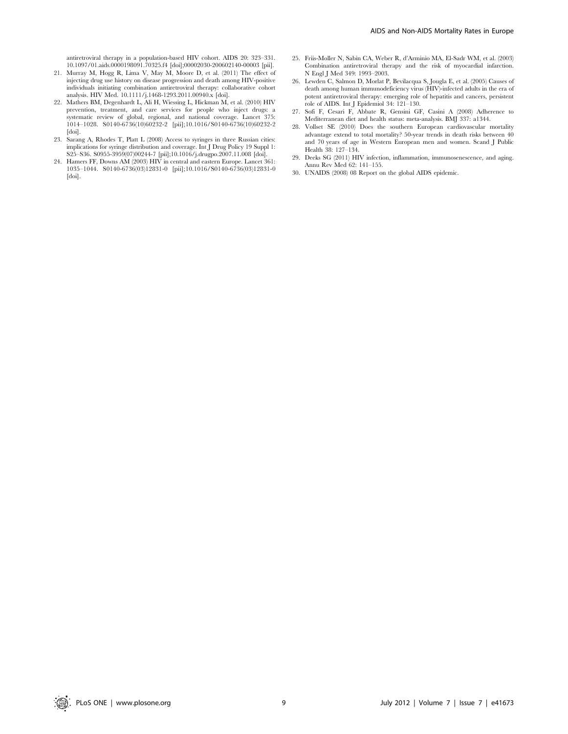antiretroviral therapy in a population-based HIV cohort. AIDS 20: 323–331. 10.1097/01.aids.0000198091.70325.f4 [doi];00002030-200602140-00003 [pii].

21. Murray M, Hogg R, Lima V, May M, Moore D, et al. (2011) The effect of injecting drug use history on disease progression and death among HIV-positive individuals initiating combination antiretroviral therapy: collaborative cohort analysis. HIV Med. 10.1111/j.1468-1293.2011.00940.x [doi].
22. Mathers BM, Degenhardt L, Ali H, Wiessing L, Hickman M, et al. (2010) HIV prevention, treatment, and care services for people who inject drugs: a systematic review of global, regional, and national coverage. Lancet 375: 1014–1028. S0140-6736(10)60232-2 [pii];10.1016/S0140-6736(10)60232-2 [doi].
23. Sarang A, Rhodes T, Platt L (2008) Access to syringes in three Russian cities: implications for syringe distribution and coverage. Int J Drug Policy 19 Suppl 1: S25–S36. S0955-3959(07)00244-7 [pii];10.1016/j.drugpo.2007.11.008 [doi].
24. Hamers FF, Downs AM (2003) HIV in central and eastern Europe. Lancet 361: 1035–1044. S0140-6736(03)12831-0 [pii];10.1016/S0140-6736(03)12831-0 [doi].
25. Friis-Moller N, Sabin CA, Weber R, d'Arminio MA, El-Sadr WM, et al. (2003) Combination antiretroviral therapy and the risk of myocardial infarction. N Engl J Med 349: 1993–2003.
26. Lewden C, Salmon D, Morlat P, Bevilacqua S, Jougla E, et al. (2005) Causes of death among human immunodeficiency virus (HIV)-infected adults in the era of potent antiretroviral therapy: emerging role of hepatitis and cancers, persistent role of AIDS. Int J Epidemiol 34: 121–130.
27. Sofi F, Cesari F, Abbate R, Gensini GF, Casini A (2008) Adherence to Mediterranean diet and health status: meta-analysis. BMJ 337: a1344.
28. Vollset SE (2010) Does the southern European cardiovascular mortality advantage extend to total mortality? 50-year trends in death risks between 40 and 70 years of age in Western European men and women. Scand J Public Health 38: 127–134.
29. Deeks SG (2011) HIV infection, inflammation, immunosenescence, and aging. Annu Rev Med 62: 141–155.
30. UNAIDS (2008) 08 Report on the global AIDS epidemic.